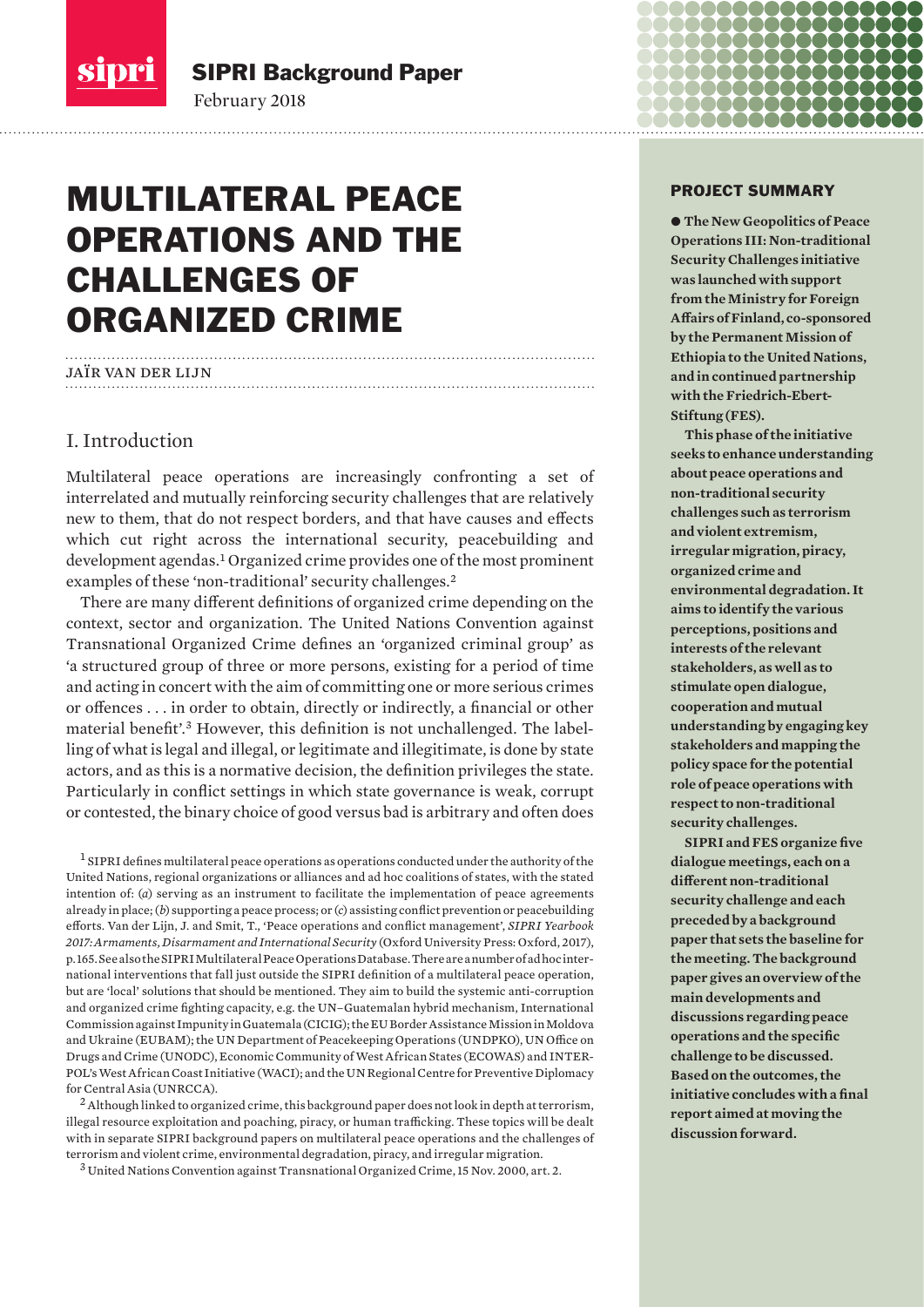SIPRI Background Paper

February 2018

# MULTILATERAL PEACE OPERATIONS AND THE CHALLENGES OF ORGANIZED CRIME

JAÏR VAN DER LIJN

## PROJECT SUMMARY

**● The New Geopolitics of Peace Operations III: Non-traditional Security Challenges initiative was launched with support from the Ministry for Foreign Affairs of Finland, co-sponsored by the Permanent Mission of Ethiopia to the United Nations, and in continued partnership with the Friedrich-Ebert-Stiftung (FES).**

**This phase of the initiative seeks to enhance understanding about peace operations and non-traditional security challenges such as terrorism and violent extremism, irregular migration, piracy, organized crime and environmental degradation. It aims to identify the various perceptions, positions and interests of the relevant stakeholders, as well as to stimulate open dialogue, cooperation and mutual understanding by engaging key stakeholders and mapping the policy space for the potential role of peace operations with respect to non-traditional security challenges.**

**SIPRI and FES organize five dialogue meetings, each on a different non-traditional security challenge and each preceded by a background paper that sets the baseline for the meeting. The background paper gives an overview of the main developments and discussions regarding peace operations and the specific challenge to be discussed. Based on the outcomes, the initiative concludes with a final report aimed at moving the discussion forward.**

## I. Introduction

Multilateral peace operations are increasingly confronting a set of interrelated and mutually reinforcing security challenges that are relatively new to them, that do not respect borders, and that have causes and effects which cut right across the international security, peacebuilding and development agendas.[1] Organized crime provides one of the most prominent examples of these 'non-traditional' security challenges.[2]

There are many different definitions of organized crime depending on the context, sector and organization. The United Nations Convention against Transnational Organized Crime defines an 'organized criminal group' as 'a structured group of three or more persons, existing for a period of time and acting in concert with the aim of committing one or more serious crimes or offences . . . in order to obtain, directly or indirectly, a financial or other material benefit'.[3] However, this definition is not unchallenged. The labelling of what is legal and illegal, or legitimate and illegitimate, is done by state actors, and as this is a normative decision, the definition privileges the state. Particularly in conflict settings in which state governance is weak, corrupt or contested, the binary choice of good versus bad is arbitrary and often does

[1] SIPRI defines multilateral peace operations as operations conducted under the authority of the United Nations, regional organizations or alliances and ad hoc coalitions of states, with the stated intention of: (*a*) serving as an instrument to facilitate the implementation of peace agreements already in place; (*b*) supporting a peace process; or (*c*) assisting conflict prevention or peacebuilding efforts. Van der Lijn, J. and Smit, T., 'Peace operations and conflict management', *SIPRI Yearbook 2017: Armaments, Disarmament and International Security* (Oxford University Press: Oxford, 2017), p. 165. See also the SIPRI Multilateral Peace Operations Database. There are a number of ad hoc international interventions that fall just outside the SIPRI definition of a multilateral peace operation, but are 'local' solutions that should be mentioned. They aim to build the systemic anti-corruption and organized crime fighting capacity, e.g. the UN–Guatemalan hybrid mechanism, International Commission against Impunity in Guatemala (CICIG); the EU Border Assistance Mission in Moldova and Ukraine (EUBAM); the UN Department of Peacekeeping Operations (UNDPKO), UN Office on Drugs and Crime (UNODC), Economic Community of West African States (ECOWAS) and INTERPOL's West African Coast Initiative (WACI); and the UN Regional Centre for Preventive Diplomacy for Central Asia (UNRCCA).

[2] Although linked to organized crime, this background paper does not look in depth at terrorism, illegal resource exploitation and poaching, piracy, or human trafficking. These topics will be dealt with in separate SIPRI background papers on multilateral peace operations and the challenges of terrorism and violent crime, environmental degradation, piracy, and irregular migration.

[3] United Nations Convention against Transnational Organized Crime, 15 Nov. 2000, art. 2.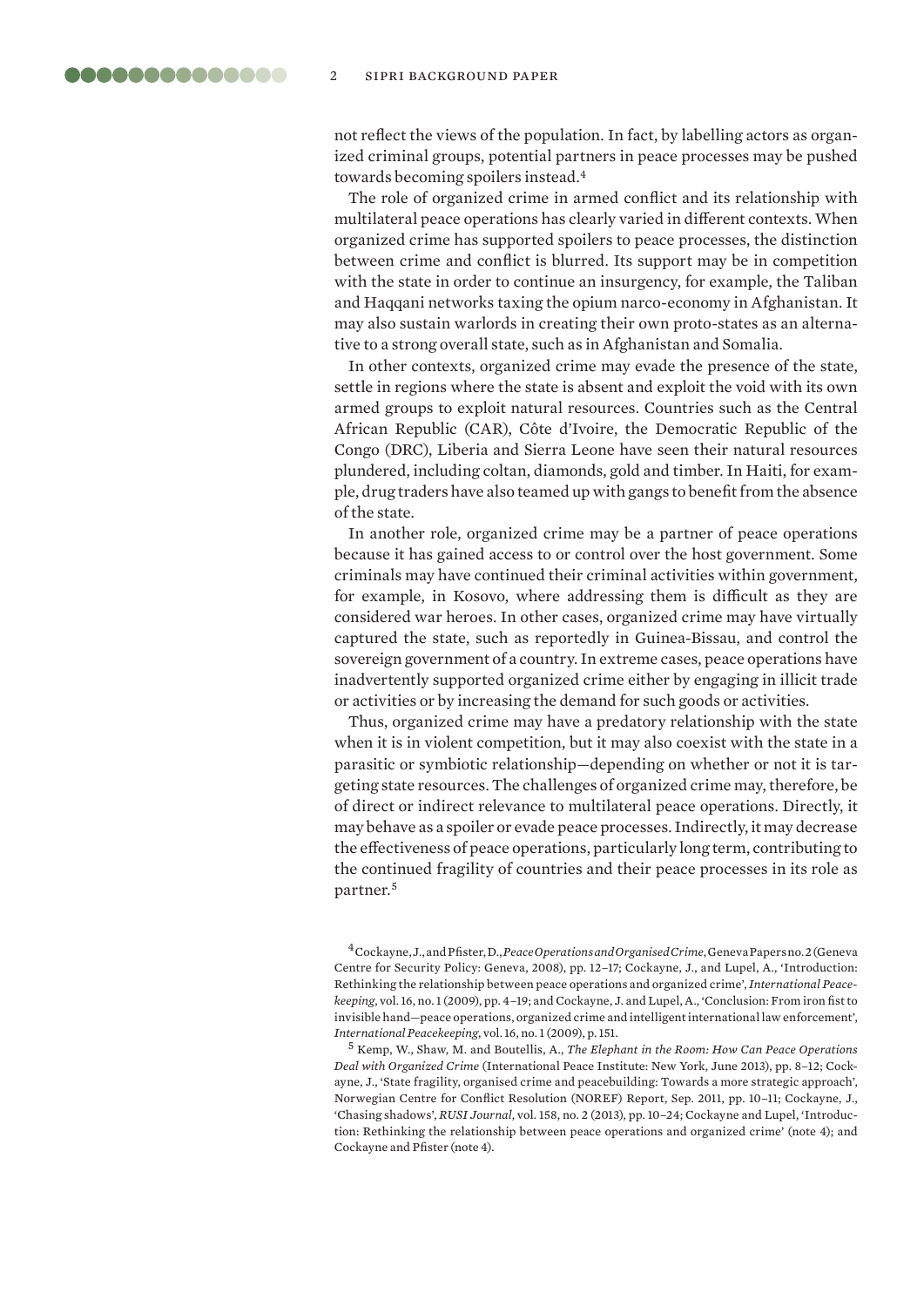not reflect the views of the population. In fact, by labelling actors as organized criminal groups, potential partners in peace processes may be pushed towards becoming spoilers instead.[4]

The role of organized crime in armed conflict and its relationship with multilateral peace operations has clearly varied in different contexts. When organized crime has supported spoilers to peace processes, the distinction between crime and conflict is blurred. Its support may be in competition with the state in order to continue an insurgency, for example, the Taliban and Haqqani networks taxing the opium narco-economy in Afghanistan. It may also sustain warlords in creating their own proto-states as an alternative to a strong overall state, such as in Afghanistan and Somalia.

In other contexts, organized crime may evade the presence of the state, settle in regions where the state is absent and exploit the void with its own armed groups to exploit natural resources. Countries such as the Central African Republic (CAR), Côte d'Ivoire, the Democratic Republic of the Congo (DRC), Liberia and Sierra Leone have seen their natural resources plundered, including coltan, diamonds, gold and timber. In Haiti, for example, drug traders have also teamed up with gangs to benefit from the absence of the state.

In another role, organized crime may be a partner of peace operations because it has gained access to or control over the host government. Some criminals may have continued their criminal activities within government, for example, in Kosovo, where addressing them is difficult as they are considered war heroes. In other cases, organized crime may have virtually captured the state, such as reportedly in Guinea-Bissau, and control the sovereign government of a country. In extreme cases, peace operations have inadvertently supported organized crime either by engaging in illicit trade or activities or by increasing the demand for such goods or activities.

Thus, organized crime may have a predatory relationship with the state when it is in violent competition, but it may also coexist with the state in a parasitic or symbiotic relationship—depending on whether or not it is targeting state resources. The challenges of organized crime may, therefore, be of direct or indirect relevance to multilateral peace operations. Directly, it may behave as a spoiler or evade peace processes. Indirectly, it may decrease the effectiveness of peace operations, particularly long term, contributing to the continued fragility of countries and their peace processes in its role as partner.[5]

[4] Cockayne, J., and Pfister, D., *Peace Operations and Organised Crime*, Geneva Papers no. 2 (Geneva Centre for Security Policy: Geneva, 2008), pp. 12–17; Cockayne, J., and Lupel, A., 'Introduction: Rethinking the relationship between peace operations and organized crime', *International Peacekeeping*, vol. 16, no. 1 (2009), pp. 4–19; and Cockayne, J. and Lupel, A., 'Conclusion: From iron fist to invisible hand—peace operations, organized crime and intelligent international law enforcement', *International Peacekeeping*, vol. 16, no. 1 (2009), p. 151.

[5] Kemp, W., Shaw, M. and Boutellis, A., *The Elephant in the Room: How Can Peace Operations Deal with Organized Crime* (International Peace Institute: New York, June 2013), pp. 8–12; Cockayne, J., 'State fragility, organised crime and peacebuilding: Towards a more strategic approach', Norwegian Centre for Conflict Resolution (NOREF) Report, Sep. 2011, pp. 10–11; Cockayne, J., 'Chasing shadows', *RUSI Journal*, vol. 158, no. 2 (2013), pp. 10–24; Cockayne and Lupel, 'Introduction: Rethinking the relationship between peace operations and organized crime' (note 4); and Cockayne and Pfister (note 4).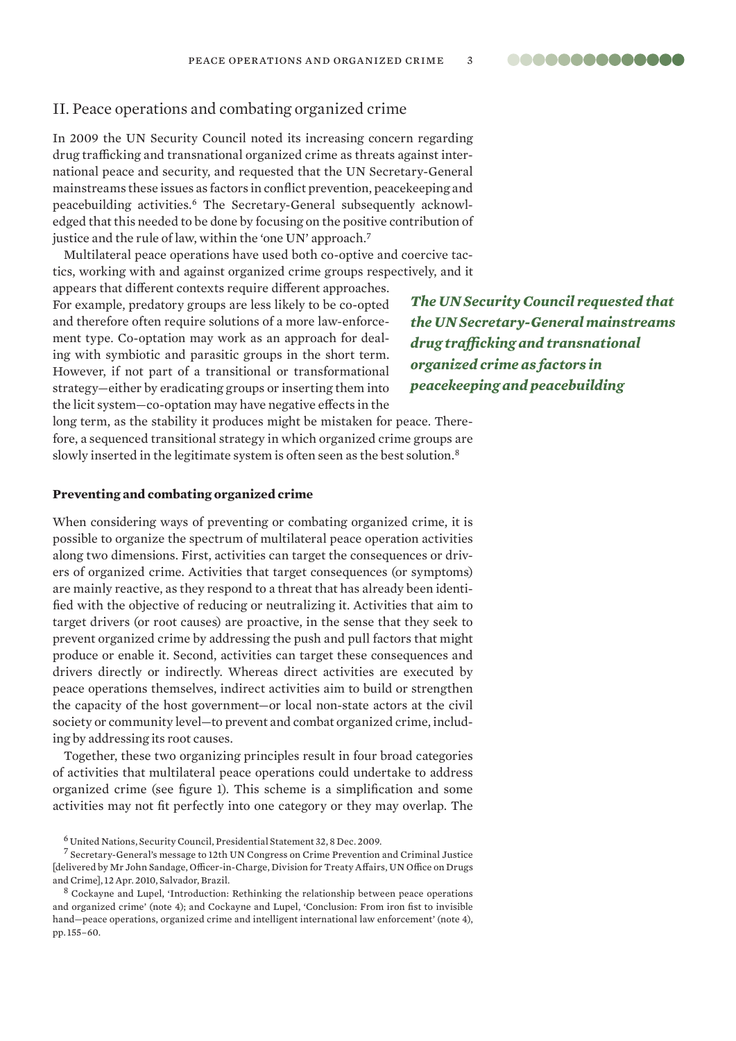## II. Peace operations and combating organized crime

In 2009 the UN Security Council noted its increasing concern regarding drug trafficking and transnational organized crime as threats against international peace and security, and requested that the UN Secretary-General mainstreams these issues as factors in conflict prevention, peacekeeping and peacebuilding activities.[6] The Secretary-General subsequently acknowledged that this needed to be done by focusing on the positive contribution of justice and the rule of law, within the 'one UN' approach.[7]

Multilateral peace operations have used both co-optive and coercive tactics, working with and against organized crime groups respectively, and it appears that different contexts require different approaches. For example, predatory groups are less likely to be co-opted and therefore often require solutions of a more law-enforcement type. Co-optation may work as an approach for dealing with symbiotic and parasitic groups in the short term. However, if not part of a transitional or transformational strategy—either by eradicating groups or inserting them into the licit system—co-optation may have negative effects in the long term, as the stability it produces might be mistaken for peace. Therefore, a sequenced transitional strategy in which organized crime groups are slowly inserted in the legitimate system is often seen as the best solution.[8]

***The UN Security Council requested that the UN Secretary-General mainstreams drug trafficking and transnational organized crime as factors in peacekeeping and peacebuilding***

### Preventing and combating organized crime

When considering ways of preventing or combating organized crime, it is possible to organize the spectrum of multilateral peace operation activities along two dimensions. First, activities can target the consequences or drivers of organized crime. Activities that target consequences (or symptoms) are mainly reactive, as they respond to a threat that has already been identified with the objective of reducing or neutralizing it. Activities that aim to target drivers (or root causes) are proactive, in the sense that they seek to prevent organized crime by addressing the push and pull factors that might produce or enable it. Second, activities can target these consequences and drivers directly or indirectly. Whereas direct activities are executed by peace operations themselves, indirect activities aim to build or strengthen the capacity of the host government—or local non-state actors at the civil society or community level—to prevent and combat organized crime, including by addressing its root causes.

Together, these two organizing principles result in four broad categories of activities that multilateral peace operations could undertake to address organized crime (see figure 1). This scheme is a simplification and some activities may not fit perfectly into one category or they may overlap. The

---

[6] United Nations, Security Council, Presidential Statement 32, 8 Dec. 2009.

[7] Secretary-General's message to 12th UN Congress on Crime Prevention and Criminal Justice [delivered by Mr John Sandage, Officer-in-Charge, Division for Treaty Affairs, UN Office on Drugs and Crime], 12 Apr. 2010, Salvador, Brazil.

[8] Cockayne and Lupel, 'Introduction: Rethinking the relationship between peace operations and organized crime' (note 4); and Cockayne and Lupel, 'Conclusion: From iron fist to invisible hand—peace operations, organized crime and intelligent international law enforcement' (note 4), pp. 155–60.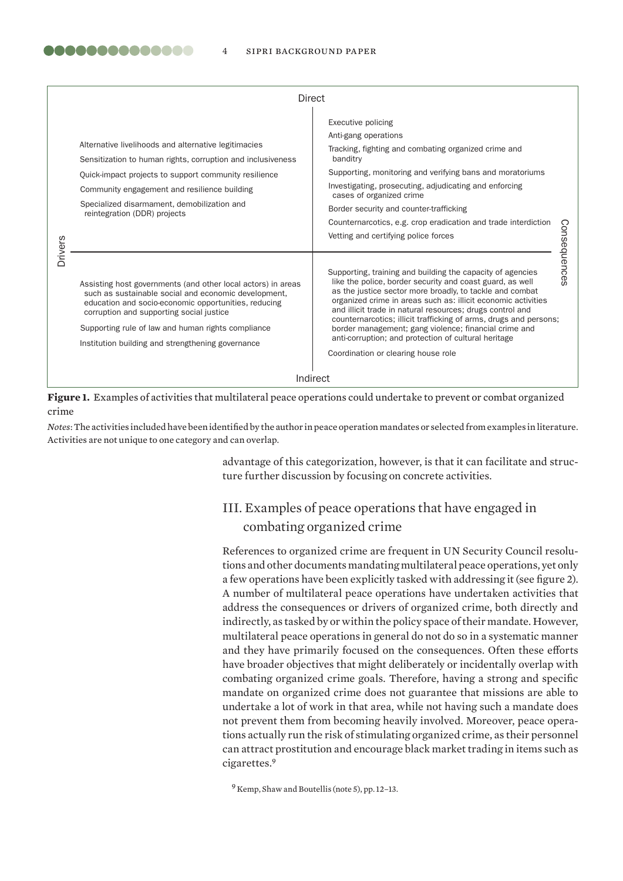| | Direct (Drivers) | Direct (Consequences) |
|---|---|---|
| **Direct** | Alternative livelihoods and alternative legitimacies<br>Sensitization to human rights, corruption and inclusiveness<br>Quick-impact projects to support community resilience<br>Community engagement and resilience building<br>Specialized disarmament, demobilization and reintegration (DDR) projects | Executive policing<br>Anti-gang operations<br>Tracking, fighting and combating organized crime and banditry<br>Supporting, monitoring and verifying bans and moratoriums<br>Investigating, prosecuting, adjudicating and enforcing cases of organized crime<br>Border security and counter-trafficking<br>Counternarcotics, e.g. crop eradication and trade interdiction<br>Vetting and certifying police forces |
| **Indirect** | Assisting host governments (and other local actors) in areas such as sustainable social and economic development, education and socio-economic opportunities, reducing corruption and supporting social justice<br>Supporting rule of law and human rights compliance<br>Institution building and strengthening governance | Supporting, training and building the capacity of agencies like the police, border security and coast guard, as well as the justice sector more broadly, to tackle and combat organized crime in areas such as: illicit economic activities and illicit trade in natural resources; drugs control and counternarcotics; illicit trafficking of arms, drugs and persons; border management; gang violence; financial crime and anti-corruption; and protection of cultural heritage<br>Coordination or clearing house role |

**Figure 1.** Examples of activities that multilateral peace operations could undertake to prevent or combat organized crime

*Notes*: The activities included have been identified by the author in peace operation mandates or selected from examples in literature. Activities are not unique to one category and can overlap.

advantage of this categorization, however, is that it can facilitate and structure further discussion by focusing on concrete activities.

## III. Examples of peace operations that have engaged in combating organized crime

References to organized crime are frequent in UN Security Council resolutions and other documents mandating multilateral peace operations, yet only a few operations have been explicitly tasked with addressing it (see figure 2). A number of multilateral peace operations have undertaken activities that address the consequences or drivers of organized crime, both directly and indirectly, as tasked by or within the policy space of their mandate. However, multilateral peace operations in general do not do so in a systematic manner and they have primarily focused on the consequences. Often these efforts have broader objectives that might deliberately or incidentally overlap with combating organized crime goals. Therefore, having a strong and specific mandate on organized crime does not guarantee that missions are able to undertake a lot of work in that area, while not having such a mandate does not prevent them from becoming heavily involved. Moreover, peace operations actually run the risk of stimulating organized crime, as their personnel can attract prostitution and encourage black market trading in items such as cigarettes.[9]

[9] Kemp, Shaw and Boutellis (note 5), pp. 12–13.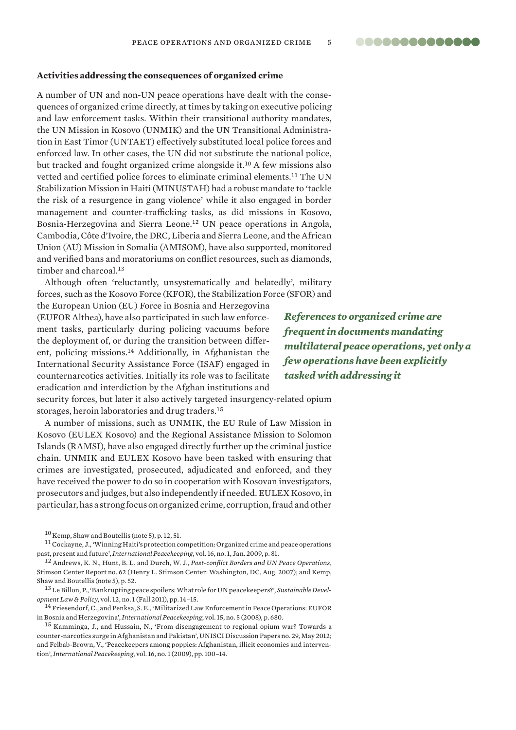#### Activities addressing the consequences of organized crime

A number of UN and non-UN peace operations have dealt with the consequences of organized crime directly, at times by taking on executive policing and law enforcement tasks. Within their transitional authority mandates, the UN Mission in Kosovo (UNMIK) and the UN Transitional Administration in East Timor (UNTAET) effectively substituted local police forces and enforced law. In other cases, the UN did not substitute the national police, but tracked and fought organized crime alongside it.[10] A few missions also vetted and certified police forces to eliminate criminal elements.[11] The UN Stabilization Mission in Haiti (MINUSTAH) had a robust mandate to 'tackle the risk of a resurgence in gang violence' while it also engaged in border management and counter-trafficking tasks, as did missions in Kosovo, Bosnia-Herzegovina and Sierra Leone.[12] UN peace operations in Angola, Cambodia, Côte d'Ivoire, the DRC, Liberia and Sierra Leone, and the African Union (AU) Mission in Somalia (AMISOM), have also supported, monitored and verified bans and moratoriums on conflict resources, such as diamonds, timber and charcoal.[13]

Although often 'reluctantly, unsystematically and belatedly', military forces, such as the Kosovo Force (KFOR), the Stabilization Force (SFOR) and the European Union (EU) Force in Bosnia and Herzegovina (EUFOR Althea), have also participated in such law enforcement tasks, particularly during policing vacuums before the deployment of, or during the transition between different, policing missions.[14] Additionally, in Afghanistan the International Security Assistance Force (ISAF) engaged in counternarcotics activities. Initially its role was to facilitate eradication and interdiction by the Afghan institutions and security forces, but later it also actively targeted insurgency-related opium storages, heroin laboratories and drug traders.[15]

***References to organized crime are frequent in documents mandating multilateral peace operations, yet only a few operations have been explicitly tasked with addressing it***

A number of missions, such as UNMIK, the EU Rule of Law Mission in Kosovo (EULEX Kosovo) and the Regional Assistance Mission to Solomon Islands (RAMSI), have also engaged directly further up the criminal justice chain. UNMIK and EULEX Kosovo have been tasked with ensuring that crimes are investigated, prosecuted, adjudicated and enforced, and they have received the power to do so in cooperation with Kosovan investigators, prosecutors and judges, but also independently if needed. EULEX Kosovo, in particular, has a strong focus on organized crime, corruption, fraud and other

[10] Kemp, Shaw and Boutellis (note 5), p. 12, 51.

[11] Cockayne, J., 'Winning Haiti's protection competition: Organized crime and peace operations past, present and future', *International Peacekeeping*, vol. 16, no. 1, Jan. 2009, p. 81.

[12] Andrews, K. N., Hunt, B. L. and Durch, W. J., *Post-conflict Borders and UN Peace Operations*, Stimson Center Report no. 62 (Henry L. Stimson Center: Washington, DC, Aug. 2007); and Kemp, Shaw and Boutellis (note 5), p. 52.

[13] Le Billon, P., 'Bankrupting peace spoilers: What role for UN peacekeepers?', *Sustainable Development Law & Policy*, vol. 12, no. 1 (Fall 2011), pp. 14–15.

[14] Friesendorf, C., and Penksa, S. E., 'Militarized Law Enforcement in Peace Operations: EUFOR in Bosnia and Herzegovina', *International Peacekeeping*, vol. 15, no. 5 (2008), p. 680.

[15] Kamminga, J., and Hussain, N., 'From disengagement to regional opium war? Towards a counter-narcotics surge in Afghanistan and Pakistan', UNISCI Discussion Papers no. 29, May 2012; and Felbab-Brown, V., 'Peacekeepers among poppies: Afghanistan, illicit economies and intervention', *International Peacekeeping*, vol. 16, no. 1 (2009), pp. 100–14.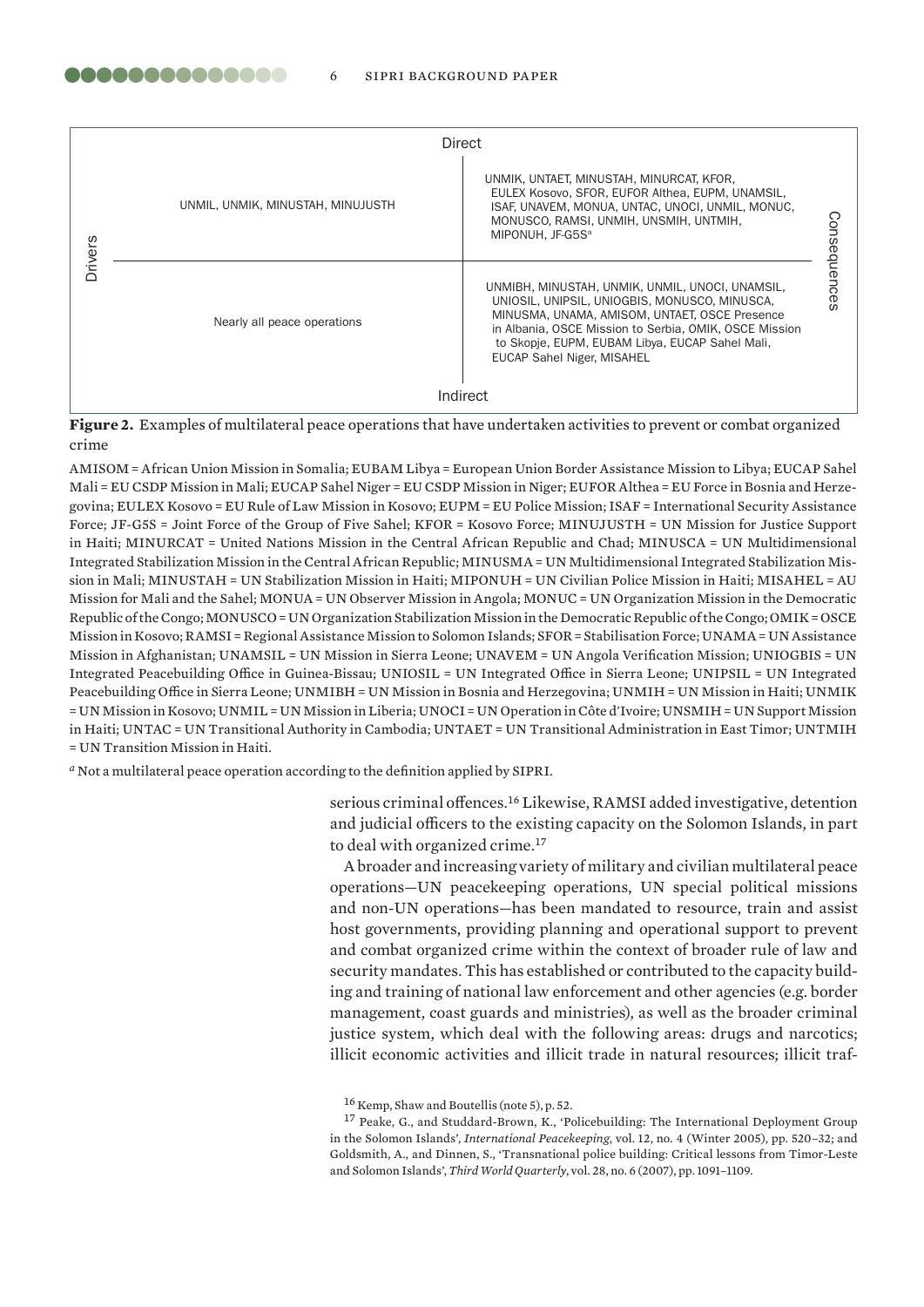| Drivers / Consequences | Direct | |
|---|---|---|
| | UNMIL, UNMIK, MINUSTAH, MINUJUSTH | UNMIK, UNTAET, MINUSTAH, MINURCAT, KFOR, EULEX Kosovo, SFOR, EUFOR Althea, EUPM, UNAMSIL, ISAF, UNAVEM, MONUA, UNTAC, UNOCI, UNMIL, MONUC, MONUSCO, RAMSI, UNMIH, UNSMIH, UNTMIH, MIPONUH, JF-G5S[a] |
| | Nearly all peace operations | UNMIBH, MINUSTAH, UNMIK, UNMIL, UNOCI, UNAMSIL, UNIOSIL, UNIPSIL, UNIOGBIS, MONUSCO, MINUSCA, MINUSMA, UNAMA, AMISOM, UNTAET, OSCE Presence in Albania, OSCE Mission to Serbia, OMIK, OSCE Mission to Skopje, EUPM, EUBAM Libya, EUCAP Sahel Mali, EUCAP Sahel Niger, MISAHEL |
| | Indirect | |

**Figure 2.** Examples of multilateral peace operations that have undertaken activities to prevent or combat organized crime

AMISOM = African Union Mission in Somalia; EUBAM Libya = European Union Border Assistance Mission to Libya; EUCAP Sahel Mali = EU CSDP Mission in Mali; EUCAP Sahel Niger = EU CSDP Mission in Niger; EUFOR Althea = EU Force in Bosnia and Herzegovina; EULEX Kosovo = EU Rule of Law Mission in Kosovo; EUPM = EU Police Mission; ISAF = International Security Assistance Force; JF-G5S = Joint Force of the Group of Five Sahel; KFOR = Kosovo Force; MINUJUSTH = UN Mission for Justice Support in Haiti; MINURCAT = United Nations Mission in the Central African Republic and Chad; MINUSCA = UN Multidimensional Integrated Stabilization Mission in the Central African Republic; MINUSMA = UN Multidimensional Integrated Stabilization Mission in Mali; MINUSTAH = UN Stabilization Mission in Haiti; MIPONUH = UN Civilian Police Mission in Haiti; MISAHEL = AU Mission for Mali and the Sahel; MONUA = UN Observer Mission in Angola; MONUC = UN Organization Mission in the Democratic Republic of the Congo; MONUSCO = UN Organization Stabilization Mission in the Democratic Republic of the Congo; OMIK = OSCE Mission in Kosovo; RAMSI = Regional Assistance Mission to Solomon Islands; SFOR = Stabilisation Force; UNAMA = UN Assistance Mission in Afghanistan; UNAMSIL = UN Mission in Sierra Leone; UNAVEM = UN Angola Verification Mission; UNIOGBIS = UN Integrated Peacebuilding Office in Guinea-Bissau; UNIOSIL = UN Integrated Office in Sierra Leone; UNIPSIL = UN Integrated Peacebuilding Office in Sierra Leone; UNMIBH = UN Mission in Bosnia and Herzegovina; UNMIH = UN Mission in Haiti; UNMIK = UN Mission in Kosovo; UNMIL = UN Mission in Liberia; UNOCI = UN Operation in Côte d'Ivoire; UNSMIH = UN Support Mission in Haiti; UNTAC = UN Transitional Authority in Cambodia; UNTAET = UN Transitional Administration in East Timor; UNTMIH = UN Transition Mission in Haiti.

[a] Not a multilateral peace operation according to the definition applied by SIPRI.

serious criminal offences.[16] Likewise, RAMSI added investigative, detention and judicial officers to the existing capacity on the Solomon Islands, in part to deal with organized crime.[17]

A broader and increasing variety of military and civilian multilateral peace operations—UN peacekeeping operations, UN special political missions and non-UN operations—has been mandated to resource, train and assist host governments, providing planning and operational support to prevent and combat organized crime within the context of broader rule of law and security mandates. This has established or contributed to the capacity building and training of national law enforcement and other agencies (e.g. border management, coast guards and ministries), as well as the broader criminal justice system, which deal with the following areas: drugs and narcotics; illicit economic activities and illicit trade in natural resources; illicit traf-

[16] Kemp, Shaw and Boutellis (note 5), p. 52.

[17] Peake, G., and Studdard-Brown, K., 'Policebuilding: The International Deployment Group in the Solomon Islands', *International Peacekeeping*, vol. 12, no. 4 (Winter 2005), pp. 520–32; and Goldsmith, A., and Dinnen, S., 'Transnational police building: Critical lessons from Timor-Leste and Solomon Islands', *Third World Quarterly*, vol. 28, no. 6 (2007), pp. 1091–1109.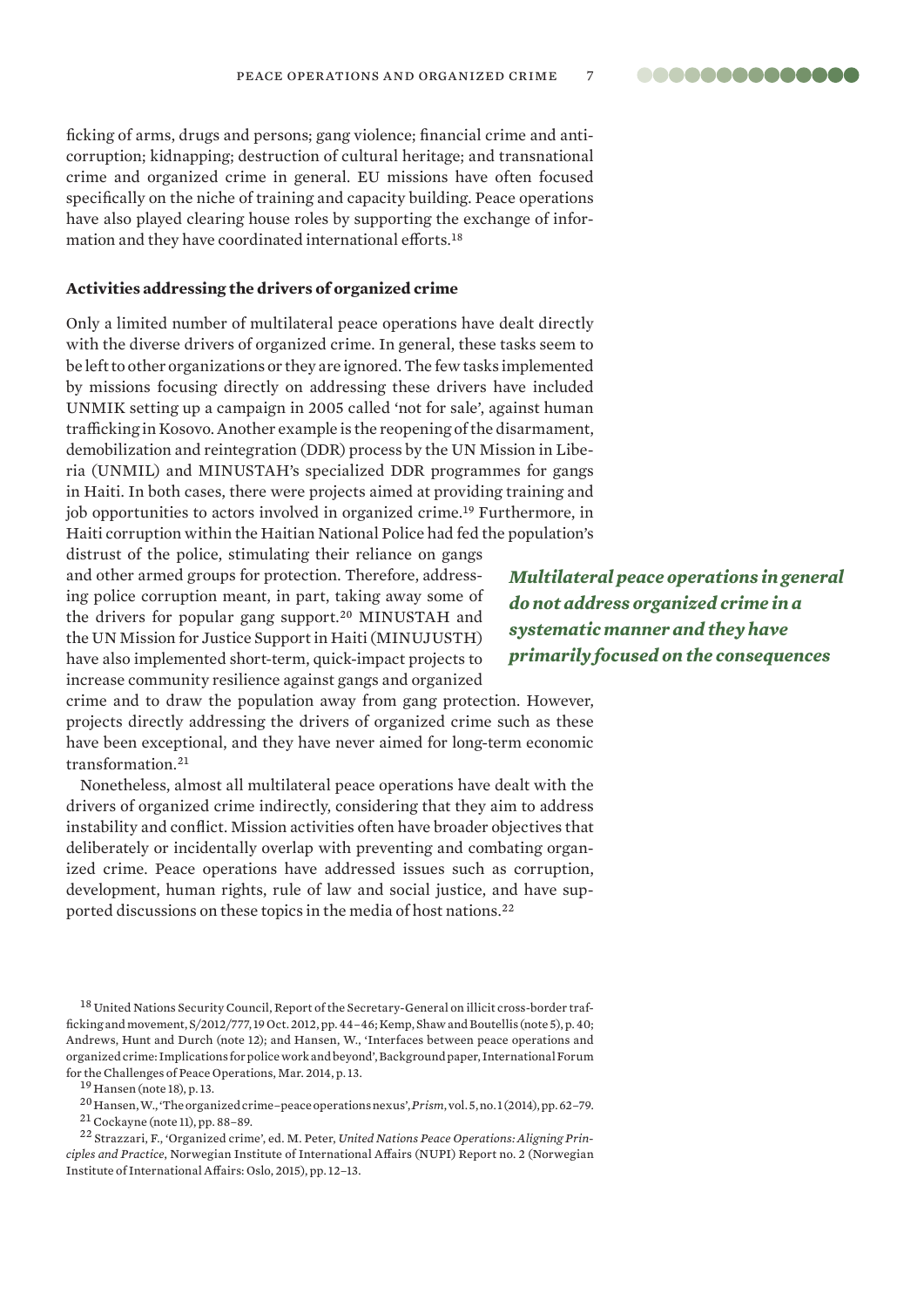ficking of arms, drugs and persons; gang violence; financial crime and anti-corruption; kidnapping; destruction of cultural heritage; and transnational crime and organized crime in general. EU missions have often focused specifically on the niche of training and capacity building. Peace operations have also played clearing house roles by supporting the exchange of information and they have coordinated international efforts.[18]

**Activities addressing the drivers of organized crime**

Only a limited number of multilateral peace operations have dealt directly with the diverse drivers of organized crime. In general, these tasks seem to be left to other organizations or they are ignored. The few tasks implemented by missions focusing directly on addressing these drivers have included UNMIK setting up a campaign in 2005 called 'not for sale', against human trafficking in Kosovo. Another example is the reopening of the disarmament, demobilization and reintegration (DDR) process by the UN Mission in Liberia (UNMIL) and MINUSTAH's specialized DDR programmes for gangs in Haiti. In both cases, there were projects aimed at providing training and job opportunities to actors involved in organized crime.[19] Furthermore, in Haiti corruption within the Haitian National Police had fed the population's distrust of the police, stimulating their reliance on gangs and other armed groups for protection. Therefore, addressing police corruption meant, in part, taking away some of the drivers for popular gang support.[20] MINUSTAH and the UN Mission for Justice Support in Haiti (MINUJUSTH) have also implemented short-term, quick-impact projects to increase community resilience against gangs and organized crime and to draw the population away from gang protection. However, projects directly addressing the drivers of organized crime such as these have been exceptional, and they have never aimed for long-term economic transformation.[21]

***Multilateral peace operations in general do not address organized crime in a systematic manner and they have primarily focused on the consequences***

Nonetheless, almost all multilateral peace operations have dealt with the drivers of organized crime indirectly, considering that they aim to address instability and conflict. Mission activities often have broader objectives that deliberately or incidentally overlap with preventing and combating organized crime. Peace operations have addressed issues such as corruption, development, human rights, rule of law and social justice, and have supported discussions on these topics in the media of host nations.[22]

[18] United Nations Security Council, Report of the Secretary-General on illicit cross-border trafficking and movement, S/2012/777, 19 Oct. 2012, pp. 44–46; Kemp, Shaw and Boutellis (note 5), p. 40; Andrews, Hunt and Durch (note 12); and Hansen, W., 'Interfaces between peace operations and organized crime: Implications for police work and beyond', Background paper, International Forum for the Challenges of Peace Operations, Mar. 2014, p. 13.

[19] Hansen (note 18), p. 13.

[20] Hansen, W., 'The organized crime–peace operations nexus', *Prism*, vol. 5, no. 1 (2014), pp. 62–79.

[21] Cockayne (note 11), pp. 88–89.

[22] Strazzari, F., 'Organized crime', ed. M. Peter, *United Nations Peace Operations: Aligning Principles and Practice*, Norwegian Institute of International Affairs (NUPI) Report no. 2 (Norwegian Institute of International Affairs: Oslo, 2015), pp. 12–13.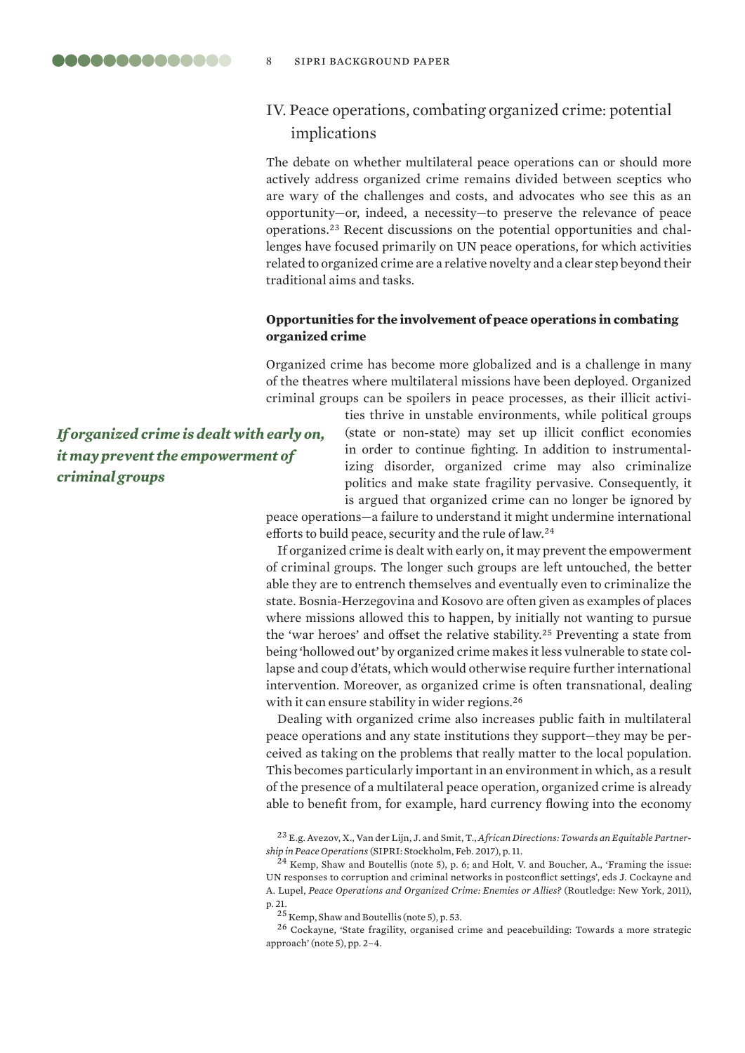## IV. Peace operations, combating organized crime: potential implications

The debate on whether multilateral peace operations can or should more actively address organized crime remains divided between sceptics who are wary of the challenges and costs, and advocates who see this as an opportunity—or, indeed, a necessity—to preserve the relevance of peace operations.[23] Recent discussions on the potential opportunities and challenges have focused primarily on UN peace operations, for which activities related to organized crime are a relative novelty and a clear step beyond their traditional aims and tasks.

### Opportunities for the involvement of peace operations in combating organized crime

Organized crime has become more globalized and is a challenge in many of the theatres where multilateral missions have been deployed. Organized criminal groups can be spoilers in peace processes, as their illicit activities thrive in unstable environments, while political groups (state or non-state) may set up illicit conflict economies in order to continue fighting. In addition to instrumentalizing disorder, organized crime may also criminalize politics and make state fragility pervasive. Consequently, it is argued that organized crime can no longer be ignored by peace operations—a failure to understand it might undermine international efforts to build peace, security and the rule of law.[24]

*If organized crime is dealt with early on, it may prevent the empowerment of criminal groups*

If organized crime is dealt with early on, it may prevent the empowerment of criminal groups. The longer such groups are left untouched, the better able they are to entrench themselves and eventually even to criminalize the state. Bosnia-Herzegovina and Kosovo are often given as examples of places where missions allowed this to happen, by initially not wanting to pursue the 'war heroes' and offset the relative stability.[25] Preventing a state from being 'hollowed out' by organized crime makes it less vulnerable to state collapse and coup d'états, which would otherwise require further international intervention. Moreover, as organized crime is often transnational, dealing with it can ensure stability in wider regions.[26]

Dealing with organized crime also increases public faith in multilateral peace operations and any state institutions they support—they may be perceived as taking on the problems that really matter to the local population. This becomes particularly important in an environment in which, as a result of the presence of a multilateral peace operation, organized crime is already able to benefit from, for example, hard currency flowing into the economy

---

[23] E.g. Avezov, X., Van der Lijn, J. and Smit, T., *African Directions: Towards an Equitable Partnership in Peace Operations* (SIPRI: Stockholm, Feb. 2017), p. 11.

[24] Kemp, Shaw and Boutellis (note 5), p. 6; and Holt, V. and Boucher, A., 'Framing the issue: UN responses to corruption and criminal networks in postconflict settings', eds J. Cockayne and A. Lupel, *Peace Operations and Organized Crime: Enemies or Allies?* (Routledge: New York, 2011), p. 21.

[25] Kemp, Shaw and Boutellis (note 5), p. 53.

[26] Cockayne, 'State fragility, organised crime and peacebuilding: Towards a more strategic approach' (note 5), pp. 2–4.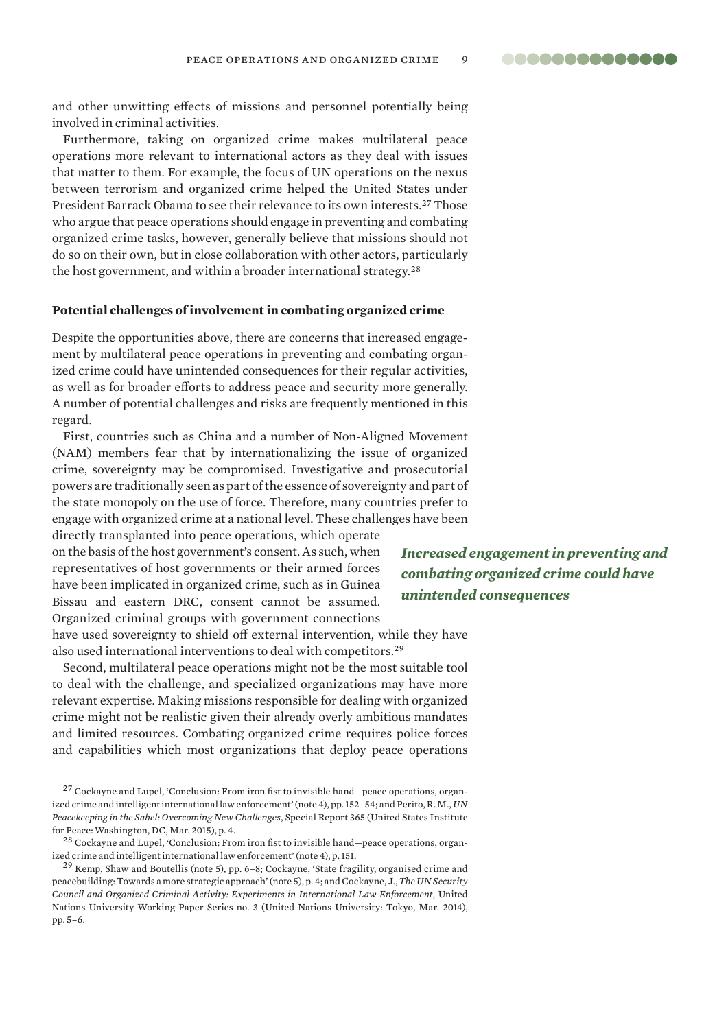and other unwitting effects of missions and personnel potentially being involved in criminal activities.

Furthermore, taking on organized crime makes multilateral peace operations more relevant to international actors as they deal with issues that matter to them. For example, the focus of UN operations on the nexus between terrorism and organized crime helped the United States under President Barrack Obama to see their relevance to its own interests.[27] Those who argue that peace operations should engage in preventing and combating organized crime tasks, however, generally believe that missions should not do so on their own, but in close collaboration with other actors, particularly the host government, and within a broader international strategy.[28]

**Potential challenges of involvement in combating organized crime**

Despite the opportunities above, there are concerns that increased engagement by multilateral peace operations in preventing and combating organized crime could have unintended consequences for their regular activities, as well as for broader efforts to address peace and security more generally. A number of potential challenges and risks are frequently mentioned in this regard.

First, countries such as China and a number of Non-Aligned Movement (NAM) members fear that by internationalizing the issue of organized crime, sovereignty may be compromised. Investigative and prosecutorial powers are traditionally seen as part of the essence of sovereignty and part of the state monopoly on the use of force. Therefore, many countries prefer to engage with organized crime at a national level. These challenges have been directly transplanted into peace operations, which operate on the basis of the host government's consent. As such, when representatives of host governments or their armed forces have been implicated in organized crime, such as in Guinea Bissau and eastern DRC, consent cannot be assumed. Organized criminal groups with government connections have used sovereignty to shield off external intervention, while they have also used international interventions to deal with competitors.[29]

***Increased engagement in preventing and combating organized crime could have unintended consequences***

Second, multilateral peace operations might not be the most suitable tool to deal with the challenge, and specialized organizations may have more relevant expertise. Making missions responsible for dealing with organized crime might not be realistic given their already overly ambitious mandates and limited resources. Combating organized crime requires police forces and capabilities which most organizations that deploy peace operations

[27] Cockayne and Lupel, 'Conclusion: From iron fist to invisible hand—peace operations, organized crime and intelligent international law enforcement' (note 4), pp. 152–54; and Perito, R. M., *UN Peacekeeping in the Sahel: Overcoming New Challenges*, Special Report 365 (United States Institute for Peace: Washington, DC, Mar. 2015), p. 4.

[28] Cockayne and Lupel, 'Conclusion: From iron fist to invisible hand—peace operations, organized crime and intelligent international law enforcement' (note 4), p. 151.

[29] Kemp, Shaw and Boutellis (note 5), pp. 6–8; Cockayne, 'State fragility, organised crime and peacebuilding: Towards a more strategic approach' (note 5), p. 4; and Cockayne, J., *The UN Security Council and Organized Criminal Activity: Experiments in International Law Enforcement*, United Nations University Working Paper Series no. 3 (United Nations University: Tokyo, Mar. 2014), pp. 5–6.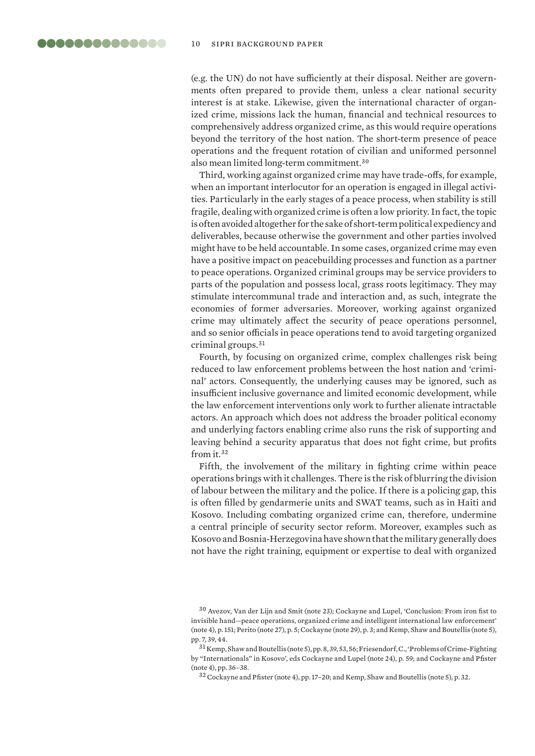(e.g. the UN) do not have sufficiently at their disposal. Neither are governments often prepared to provide them, unless a clear national security interest is at stake. Likewise, given the international character of organized crime, missions lack the human, financial and technical resources to comprehensively address organized crime, as this would require operations beyond the territory of the host nation. The short-term presence of peace operations and the frequent rotation of civilian and uniformed personnel also mean limited long-term commitment.[30]

Third, working against organized crime may have trade-offs, for example, when an important interlocutor for an operation is engaged in illegal activities. Particularly in the early stages of a peace process, when stability is still fragile, dealing with organized crime is often a low priority. In fact, the topic is often avoided altogether for the sake of short-term political expediency and deliverables, because otherwise the government and other parties involved might have to be held accountable. In some cases, organized crime may even have a positive impact on peacebuilding processes and function as a partner to peace operations. Organized criminal groups may be service providers to parts of the population and possess local, grass roots legitimacy. They may stimulate intercommunal trade and interaction and, as such, integrate the economies of former adversaries. Moreover, working against organized crime may ultimately affect the security of peace operations personnel, and so senior officials in peace operations tend to avoid targeting organized criminal groups.[31]

Fourth, by focusing on organized crime, complex challenges risk being reduced to law enforcement problems between the host nation and 'criminal' actors. Consequently, the underlying causes may be ignored, such as insufficient inclusive governance and limited economic development, while the law enforcement interventions only work to further alienate intractable actors. An approach which does not address the broader political economy and underlying factors enabling crime also runs the risk of supporting and leaving behind a security apparatus that does not fight crime, but profits from it.[32]

Fifth, the involvement of the military in fighting crime within peace operations brings with it challenges. There is the risk of blurring the division of labour between the military and the police. If there is a policing gap, this is often filled by gendarmerie units and SWAT teams, such as in Haiti and Kosovo. Including combating organized crime can, therefore, undermine a central principle of security sector reform. Moreover, examples such as Kosovo and Bosnia-Herzegovina have shown that the military generally does not have the right training, equipment or expertise to deal with organized

[30] Avezov, Van der Lijn and Smit (note 23); Cockayne and Lupel, 'Conclusion: From iron fist to invisible hand—peace operations, organized crime and intelligent international law enforcement' (note 4), p. 151; Perito (note 27), p. 5; Cockayne (note 29), p. 3; and Kemp, Shaw and Boutellis (note 5), pp. 7, 39, 44.

[31] Kemp, Shaw and Boutellis (note 5), pp. 8, 39, 53, 56; Friesendorf, C., 'Problems of Crime-Fighting by "Internationals" in Kosovo', eds Cockayne and Lupel (note 24), p. 59; and Cockayne and Pfister (note 4), pp. 36–38.

[32] Cockayne and Pfister (note 4), pp. 17–20; and Kemp, Shaw and Boutellis (note 5), p. 32.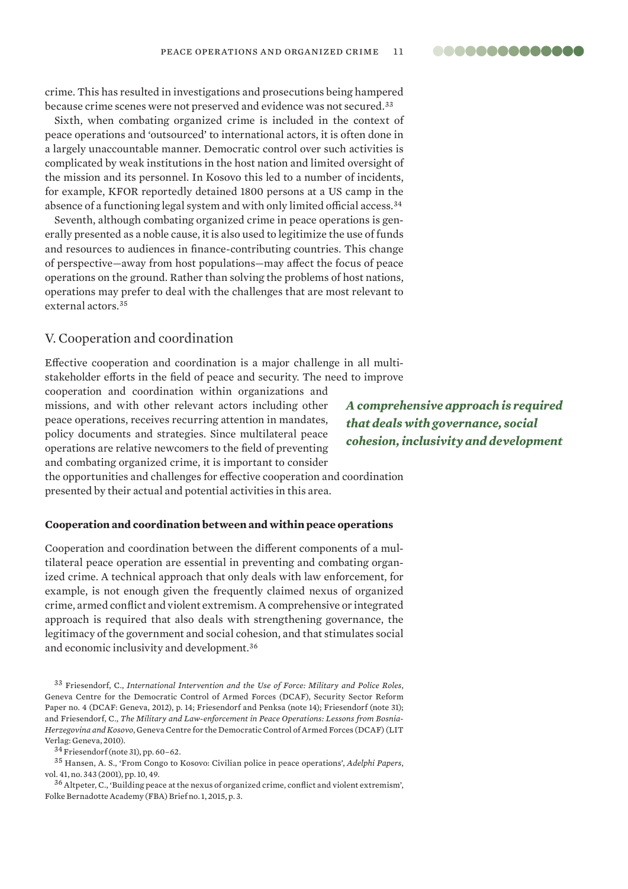crime. This has resulted in investigations and prosecutions being hampered because crime scenes were not preserved and evidence was not secured.[33]

Sixth, when combating organized crime is included in the context of peace operations and 'outsourced' to international actors, it is often done in a largely unaccountable manner. Democratic control over such activities is complicated by weak institutions in the host nation and limited oversight of the mission and its personnel. In Kosovo this led to a number of incidents, for example, KFOR reportedly detained 1800 persons at a US camp in the absence of a functioning legal system and with only limited official access.[34]

Seventh, although combating organized crime in peace operations is generally presented as a noble cause, it is also used to legitimize the use of funds and resources to audiences in finance-contributing countries. This change of perspective—away from host populations—may affect the focus of peace operations on the ground. Rather than solving the problems of host nations, operations may prefer to deal with the challenges that are most relevant to external actors.[35]

## V. Cooperation and coordination

Effective cooperation and coordination is a major challenge in all multi-stakeholder efforts in the field of peace and security. The need to improve cooperation and coordination within organizations and missions, and with other relevant actors including other peace operations, receives recurring attention in mandates, policy documents and strategies. Since multilateral peace operations are relative newcomers to the field of preventing and combating organized crime, it is important to consider the opportunities and challenges for effective cooperation and coordination presented by their actual and potential activities in this area.

***A comprehensive approach is required that deals with governance, social cohesion, inclusivity and development***

### Cooperation and coordination between and within peace operations

Cooperation and coordination between the different components of a multilateral peace operation are essential in preventing and combating organized crime. A technical approach that only deals with law enforcement, for example, is not enough given the frequently claimed nexus of organized crime, armed conflict and violent extremism. A comprehensive or integrated approach is required that also deals with strengthening governance, the legitimacy of the government and social cohesion, and that stimulates social and economic inclusivity and development.[36]

[33] Friesendorf, C., *International Intervention and the Use of Force: Military and Police Roles*, Geneva Centre for the Democratic Control of Armed Forces (DCAF), Security Sector Reform Paper no. 4 (DCAF: Geneva, 2012), p. 14; Friesendorf and Penksa (note 14); Friesendorf (note 31); and Friesendorf, C., *The Military and Law-enforcement in Peace Operations: Lessons from Bosnia-Herzegovina and Kosovo*, Geneva Centre for the Democratic Control of Armed Forces (DCAF) (LIT Verlag: Geneva, 2010).

[34] Friesendorf (note 31), pp. 60–62.

[35] Hansen, A. S., 'From Congo to Kosovo: Civilian police in peace operations', *Adelphi Papers*, vol. 41, no. 343 (2001), pp. 10, 49.

[36] Altpeter, C., 'Building peace at the nexus of organized crime, conflict and violent extremism', Folke Bernadotte Academy (FBA) Brief no. 1, 2015, p. 3.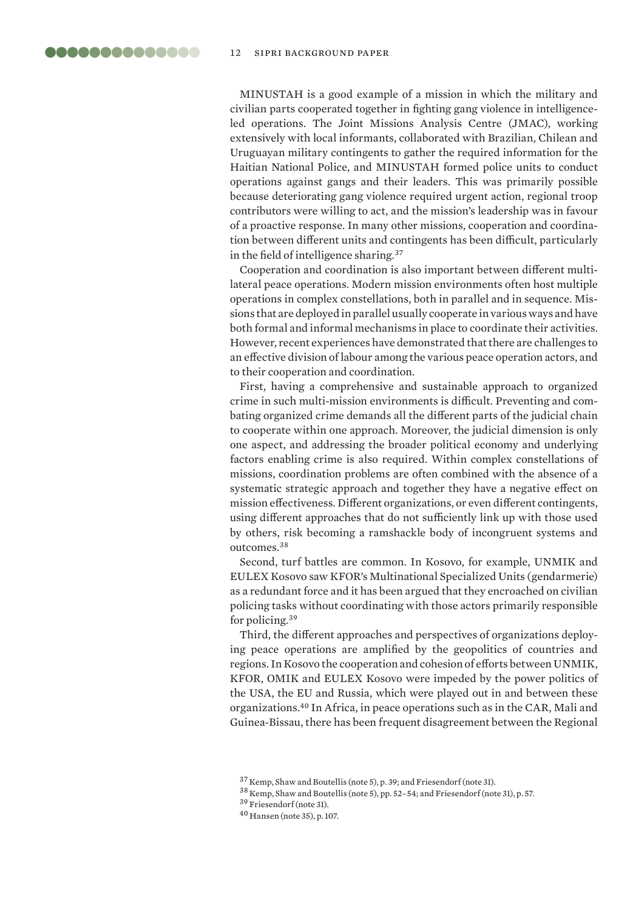MINUSTAH is a good example of a mission in which the military and civilian parts cooperated together in fighting gang violence in intelligence-led operations. The Joint Missions Analysis Centre (JMAC), working extensively with local informants, collaborated with Brazilian, Chilean and Uruguayan military contingents to gather the required information for the Haitian National Police, and MINUSTAH formed police units to conduct operations against gangs and their leaders. This was primarily possible because deteriorating gang violence required urgent action, regional troop contributors were willing to act, and the mission's leadership was in favour of a proactive response. In many other missions, cooperation and coordination between different units and contingents has been difficult, particularly in the field of intelligence sharing.[37]

Cooperation and coordination is also important between different multilateral peace operations. Modern mission environments often host multiple operations in complex constellations, both in parallel and in sequence. Missions that are deployed in parallel usually cooperate in various ways and have both formal and informal mechanisms in place to coordinate their activities. However, recent experiences have demonstrated that there are challenges to an effective division of labour among the various peace operation actors, and to their cooperation and coordination.

First, having a comprehensive and sustainable approach to organized crime in such multi-mission environments is difficult. Preventing and combating organized crime demands all the different parts of the judicial chain to cooperate within one approach. Moreover, the judicial dimension is only one aspect, and addressing the broader political economy and underlying factors enabling crime is also required. Within complex constellations of missions, coordination problems are often combined with the absence of a systematic strategic approach and together they have a negative effect on mission effectiveness. Different organizations, or even different contingents, using different approaches that do not sufficiently link up with those used by others, risk becoming a ramshackle body of incongruent systems and outcomes.[38]

Second, turf battles are common. In Kosovo, for example, UNMIK and EULEX Kosovo saw KFOR's Multinational Specialized Units (gendarmerie) as a redundant force and it has been argued that they encroached on civilian policing tasks without coordinating with those actors primarily responsible for policing.[39]

Third, the different approaches and perspectives of organizations deploying peace operations are amplified by the geopolitics of countries and regions. In Kosovo the cooperation and cohesion of efforts between UNMIK, KFOR, OMIK and EULEX Kosovo were impeded by the power politics of the USA, the EU and Russia, which were played out in and between these organizations.[40] In Africa, in peace operations such as in the CAR, Mali and Guinea-Bissau, there has been frequent disagreement between the Regional

[37] Kemp, Shaw and Boutellis (note 5), p. 39; and Friesendorf (note 31).

[38] Kemp, Shaw and Boutellis (note 5), pp. 52–54; and Friesendorf (note 31), p. 57.

[39] Friesendorf (note 31).

[40] Hansen (note 35), p. 107.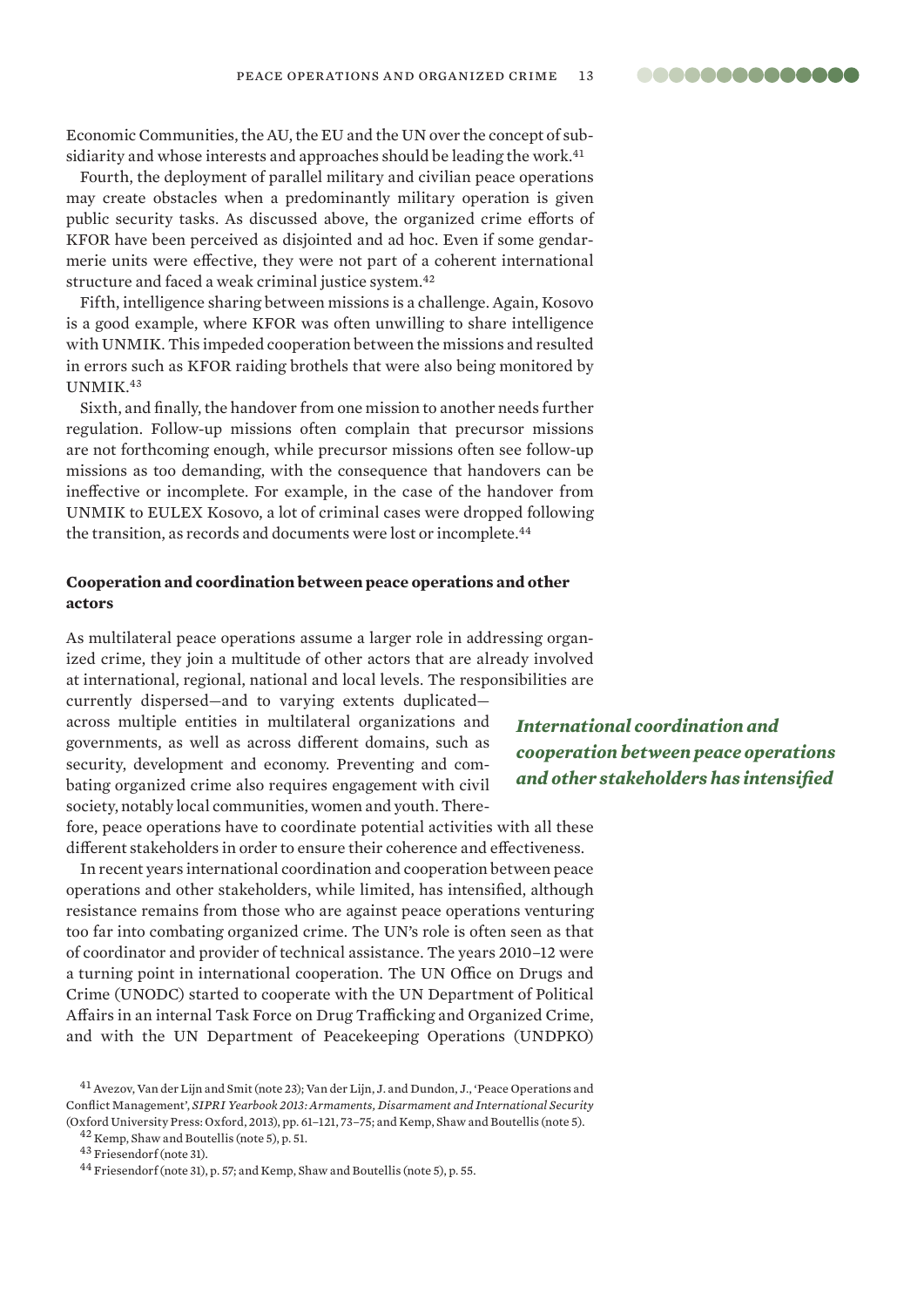Economic Communities, the AU, the EU and the UN over the concept of subsidiarity and whose interests and approaches should be leading the work.[41]

Fourth, the deployment of parallel military and civilian peace operations may create obstacles when a predominantly military operation is given public security tasks. As discussed above, the organized crime efforts of KFOR have been perceived as disjointed and ad hoc. Even if some gendarmerie units were effective, they were not part of a coherent international structure and faced a weak criminal justice system.[42]

Fifth, intelligence sharing between missions is a challenge. Again, Kosovo is a good example, where KFOR was often unwilling to share intelligence with UNMIK. This impeded cooperation between the missions and resulted in errors such as KFOR raiding brothels that were also being monitored by UNMIK.[43]

Sixth, and finally, the handover from one mission to another needs further regulation. Follow-up missions often complain that precursor missions are not forthcoming enough, while precursor missions often see follow-up missions as too demanding, with the consequence that handovers can be ineffective or incomplete. For example, in the case of the handover from UNMIK to EULEX Kosovo, a lot of criminal cases were dropped following the transition, as records and documents were lost or incomplete.[44]

**Cooperation and coordination between peace operations and other actors**

As multilateral peace operations assume a larger role in addressing organized crime, they join a multitude of other actors that are already involved at international, regional, national and local levels. The responsibilities are currently dispersed—and to varying extents duplicated—across multiple entities in multilateral organizations and governments, as well as across different domains, such as security, development and economy. Preventing and combating organized crime also requires engagement with civil society, notably local communities, women and youth. Therefore, peace operations have to coordinate potential activities with all these different stakeholders in order to ensure their coherence and effectiveness.

***International coordination and cooperation between peace operations and other stakeholders has intensified***

In recent years international coordination and cooperation between peace operations and other stakeholders, while limited, has intensified, although resistance remains from those who are against peace operations venturing too far into combating organized crime. The UN's role is often seen as that of coordinator and provider of technical assistance. The years 2010–12 were a turning point in international cooperation. The UN Office on Drugs and Crime (UNODC) started to cooperate with the UN Department of Political Affairs in an internal Task Force on Drug Trafficking and Organized Crime, and with the UN Department of Peacekeeping Operations (UNDPKO)

[41] Avezov, Van der Lijn and Smit (note 23); Van der Lijn, J. and Dundon, J., 'Peace Operations and Conflict Management', *SIPRI Yearbook 2013: Armaments, Disarmament and International Security* (Oxford University Press: Oxford, 2013), pp. 61–121, 73–75; and Kemp, Shaw and Boutellis (note 5).

[42] Kemp, Shaw and Boutellis (note 5), p. 51.

[43] Friesendorf (note 31).

[44] Friesendorf (note 31), p. 57; and Kemp, Shaw and Boutellis (note 5), p. 55.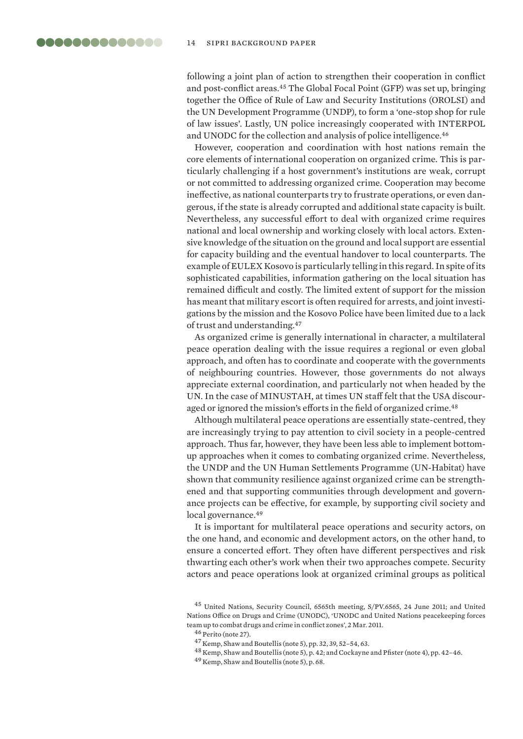following a joint plan of action to strengthen their cooperation in conflict and post-conflict areas.[45] The Global Focal Point (GFP) was set up, bringing together the Office of Rule of Law and Security Institutions (OROLSI) and the UN Development Programme (UNDP), to form a 'one-stop shop for rule of law issues'. Lastly, UN police increasingly cooperated with INTERPOL and UNODC for the collection and analysis of police intelligence.[46]

However, cooperation and coordination with host nations remain the core elements of international cooperation on organized crime. This is particularly challenging if a host government's institutions are weak, corrupt or not committed to addressing organized crime. Cooperation may become ineffective, as national counterparts try to frustrate operations, or even dangerous, if the state is already corrupted and additional state capacity is built. Nevertheless, any successful effort to deal with organized crime requires national and local ownership and working closely with local actors. Extensive knowledge of the situation on the ground and local support are essential for capacity building and the eventual handover to local counterparts. The example of EULEX Kosovo is particularly telling in this regard. In spite of its sophisticated capabilities, information gathering on the local situation has remained difficult and costly. The limited extent of support for the mission has meant that military escort is often required for arrests, and joint investigations by the mission and the Kosovo Police have been limited due to a lack of trust and understanding.[47]

As organized crime is generally international in character, a multilateral peace operation dealing with the issue requires a regional or even global approach, and often has to coordinate and cooperate with the governments of neighbouring countries. However, those governments do not always appreciate external coordination, and particularly not when headed by the UN. In the case of MINUSTAH, at times UN staff felt that the USA discouraged or ignored the mission's efforts in the field of organized crime.[48]

Although multilateral peace operations are essentially state-centred, they are increasingly trying to pay attention to civil society in a people-centred approach. Thus far, however, they have been less able to implement bottom-up approaches when it comes to combating organized crime. Nevertheless, the UNDP and the UN Human Settlements Programme (UN-Habitat) have shown that community resilience against organized crime can be strengthened and that supporting communities through development and governance projects can be effective, for example, by supporting civil society and local governance.[49]

It is important for multilateral peace operations and security actors, on the one hand, and economic and development actors, on the other hand, to ensure a concerted effort. They often have different perspectives and risk thwarting each other's work when their two approaches compete. Security actors and peace operations look at organized criminal groups as political

[45] United Nations, Security Council, 6565th meeting, S/PV.6565, 24 June 2011; and United Nations Office on Drugs and Crime (UNODC), 'UNODC and United Nations peacekeeping forces team up to combat drugs and crime in conflict zones', 2 Mar. 2011.

[46] Perito (note 27).

[47] Kemp, Shaw and Boutellis (note 5), pp. 32, 39, 52–54, 63.

[48] Kemp, Shaw and Boutellis (note 5), p. 42; and Cockayne and Pfister (note 4), pp. 42–46.

[49] Kemp, Shaw and Boutellis (note 5), p. 68.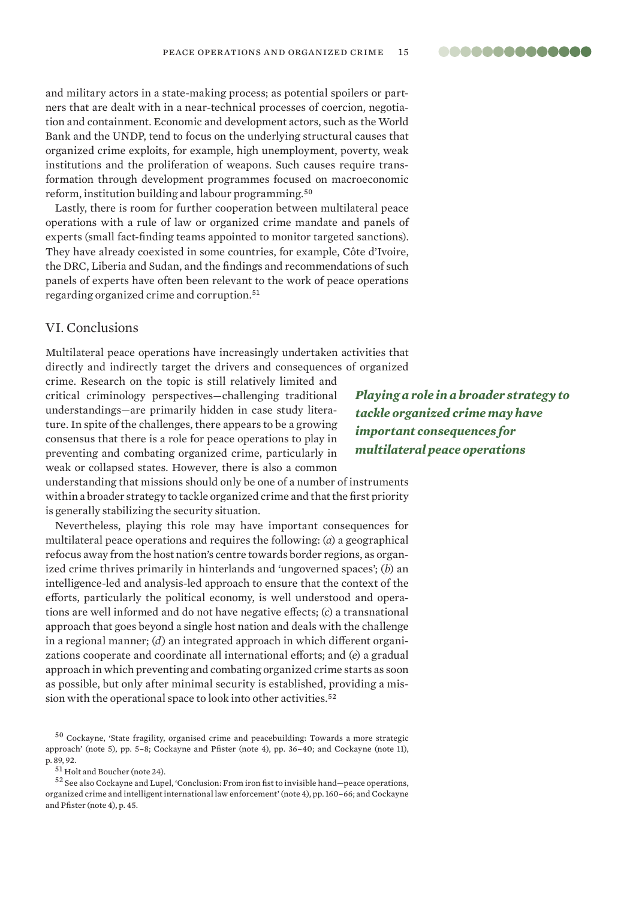and military actors in a state-making process; as potential spoilers or partners that are dealt with in a near-technical processes of coercion, negotiation and containment. Economic and development actors, such as the World Bank and the UNDP, tend to focus on the underlying structural causes that organized crime exploits, for example, high unemployment, poverty, weak institutions and the proliferation of weapons. Such causes require transformation through development programmes focused on macroeconomic reform, institution building and labour programming.[50]

Lastly, there is room for further cooperation between multilateral peace operations with a rule of law or organized crime mandate and panels of experts (small fact-finding teams appointed to monitor targeted sanctions). They have already coexisted in some countries, for example, Côte d'Ivoire, the DRC, Liberia and Sudan, and the findings and recommendations of such panels of experts have often been relevant to the work of peace operations regarding organized crime and corruption.[51]

## VI. Conclusions

Multilateral peace operations have increasingly undertaken activities that directly and indirectly target the drivers and consequences of organized crime. Research on the topic is still relatively limited and critical criminology perspectives—challenging traditional understandings—are primarily hidden in case study literature. In spite of the challenges, there appears to be a growing consensus that there is a role for peace operations to play in preventing and combating organized crime, particularly in weak or collapsed states. However, there is also a common understanding that missions should only be one of a number of instruments within a broader strategy to tackle organized crime and that the first priority is generally stabilizing the security situation.

***Playing a role in a broader strategy to tackle organized crime may have important consequences for multilateral peace operations***

Nevertheless, playing this role may have important consequences for multilateral peace operations and requires the following: (*a*) a geographical refocus away from the host nation's centre towards border regions, as organized crime thrives primarily in hinterlands and 'ungoverned spaces'; (*b*) an intelligence-led and analysis-led approach to ensure that the context of the efforts, particularly the political economy, is well understood and operations are well informed and do not have negative effects; (*c*) a transnational approach that goes beyond a single host nation and deals with the challenge in a regional manner; (*d*) an integrated approach in which different organizations cooperate and coordinate all international efforts; and (*e*) a gradual approach in which preventing and combating organized crime starts as soon as possible, but only after minimal security is established, providing a mission with the operational space to look into other activities.[52]

[50] Cockayne, 'State fragility, organised crime and peacebuilding: Towards a more strategic approach' (note 5), pp. 5–8; Cockayne and Pfister (note 4), pp. 36–40; and Cockayne (note 11), p. 89, 92.

[51] Holt and Boucher (note 24).

[52] See also Cockayne and Lupel, 'Conclusion: From iron fist to invisible hand—peace operations, organized crime and intelligent international law enforcement' (note 4), pp. 160–66; and Cockayne and Pfister (note 4), p. 45.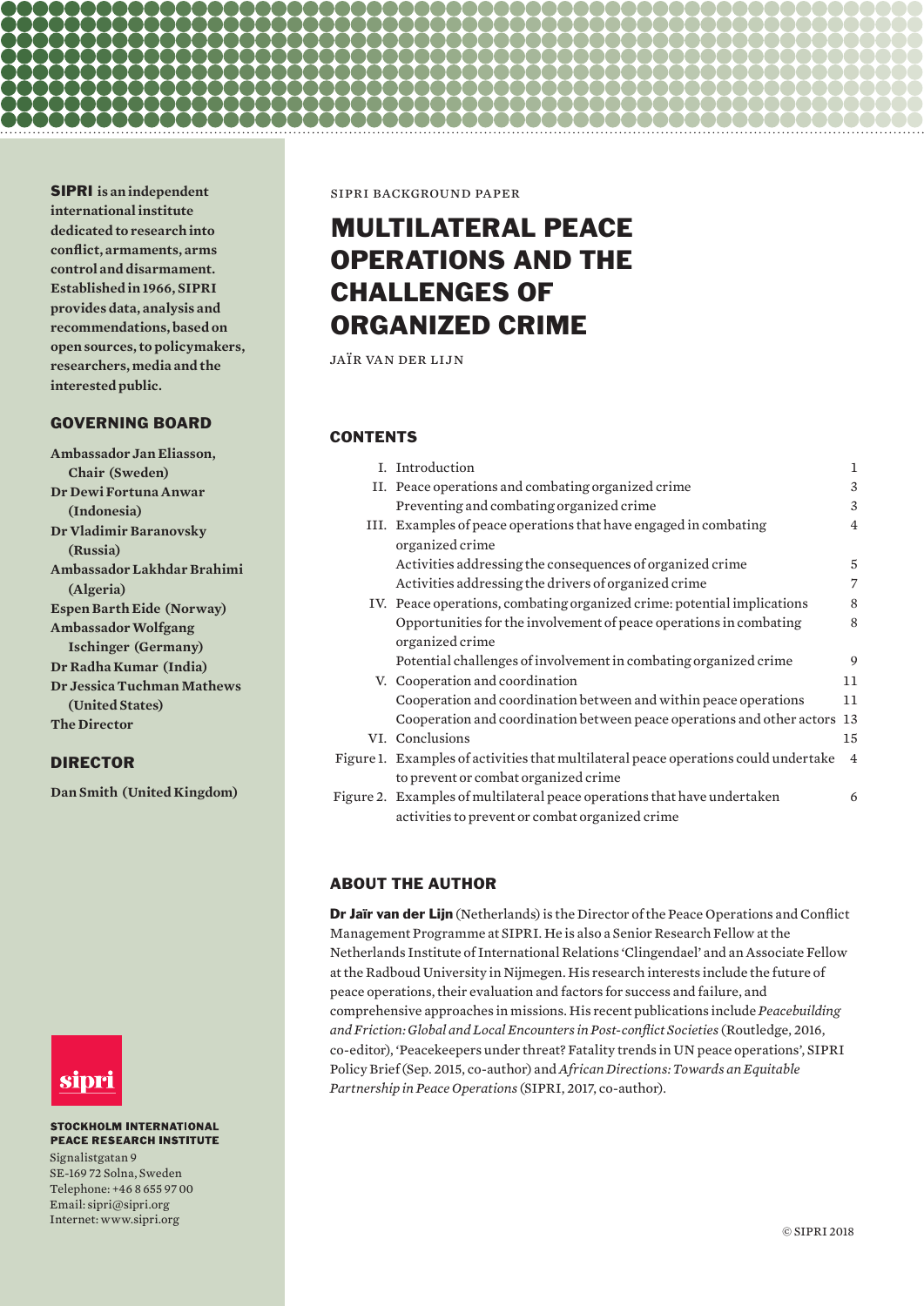**SIPRI** is an independent international institute dedicated to research into conflict, armaments, arms control and disarmament. Established in 1966, SIPRI provides data, analysis and recommendations, based on open sources, to policymakers, researchers, media and the interested public.

## GOVERNING BOARD

Ambassador Jan Eliasson, Chair (Sweden)
Dr Dewi Fortuna Anwar (Indonesia)
Dr Vladimir Baranovsky (Russia)
Ambassador Lakhdar Brahimi (Algeria)
Espen Barth Eide (Norway)
Ambassador Wolfgang Ischinger (Germany)
Dr Radha Kumar (India)
Dr Jessica Tuchman Mathews (United States)
The Director

## DIRECTOR

Dan Smith (United Kingdom)

**STOCKHOLM INTERNATIONAL PEACE RESEARCH INSTITUTE**
Signalistgatan 9
SE-169 72 Solna, Sweden
Telephone: +46 8 655 97 00
Email: sipri@sipri.org
Internet: www.sipri.org

SIPRI BACKGROUND PAPER

# MULTILATERAL PEACE OPERATIONS AND THE CHALLENGES OF ORGANIZED CRIME

JAÏR VAN DER LIJN

## CONTENTS

| | | |
|---|---|---|
| I. | Introduction | 1 |
| II. | Peace operations and combating organized crime | 3 |
| | Preventing and combating organized crime | 3 |
| III. | Examples of peace operations that have engaged in combating organized crime | 4 |
| | Activities addressing the consequences of organized crime | 5 |
| | Activities addressing the drivers of organized crime | 7 |
| IV. | Peace operations, combating organized crime: potential implications | 8 |
| | Opportunities for the involvement of peace operations in combating organized crime | 8 |
| | Potential challenges of involvement in combating organized crime | 9 |
| V. | Cooperation and coordination | 11 |
| | Cooperation and coordination between and within peace operations | 11 |
| | Cooperation and coordination between peace operations and other actors | 13 |
| VI. | Conclusions | 15 |
| Figure 1. | Examples of activities that multilateral peace operations could undertake to prevent or combat organized crime | 4 |
| Figure 2. | Examples of multilateral peace operations that have undertaken activities to prevent or combat organized crime | 6 |

## ABOUT THE AUTHOR

**Dr Jaïr van der Lijn** (Netherlands) is the Director of the Peace Operations and Conflict Management Programme at SIPRI. He is also a Senior Research Fellow at the Netherlands Institute of International Relations 'Clingendael' and an Associate Fellow at the Radboud University in Nijmegen. His research interests include the future of peace operations, their evaluation and factors for success and failure, and comprehensive approaches in missions. His recent publications include *Peacebuilding and Friction: Global and Local Encounters in Post-conflict Societies* (Routledge, 2016, co-editor), 'Peacekeepers under threat? Fatality trends in UN peace operations', SIPRI Policy Brief (Sep. 2015, co-author) and *African Directions: Towards an Equitable Partnership in Peace Operations* (SIPRI, 2017, co-author).

© SIPRI 2018